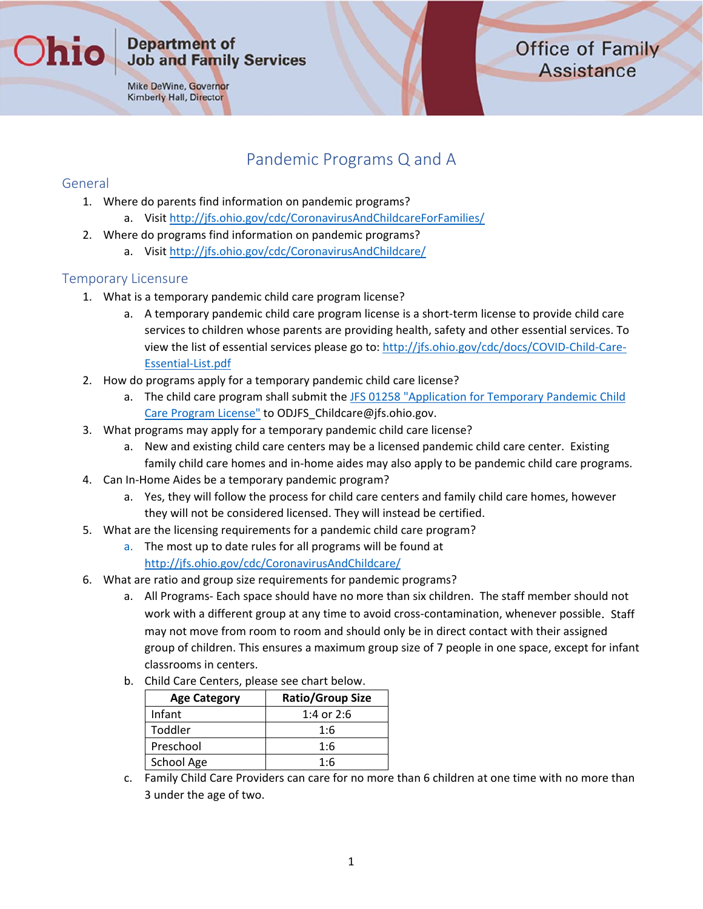Ohio Department of Job and Family Services

Mike DeWine, Governor
Kimberly Hall, Director

Office of Family Assistance

# Pandemic Programs Q and A

## General

1. Where do parents find information on pandemic programs?
   a. Visit [http://jfs.ohio.gov/cdc/CoronavirusAndChildcareForFamilies/](http://jfs.ohio.gov/cdc/CoronavirusAndChildcareForFamilies/)
2. Where do programs find information on pandemic programs?
   a. Visit [http://jfs.ohio.gov/cdc/CoronavirusAndChildcare/](http://jfs.ohio.gov/cdc/CoronavirusAndChildcare/)

## Temporary Licensure

1. What is a temporary pandemic child care program license?
   a. A temporary pandemic child care program license is a short-term license to provide child care services to children whose parents are providing health, safety and other essential services. To view the list of essential services please go to: [http://jfs.ohio.gov/cdc/docs/COVID-Child-Care-Essential-List.pdf](http://jfs.ohio.gov/cdc/docs/COVID-Child-Care-Essential-List.pdf)
2. How do programs apply for a temporary pandemic child care license?
   a. The child care program shall submit the JFS 01258 "Application for Temporary Pandemic Child Care Program License" to ODJFS_Childcare@jfs.ohio.gov.
3. What programs may apply for a temporary pandemic child care license?
   a. New and existing child care centers may be a licensed pandemic child care center. Existing family child care homes and in-home aides may also apply to be pandemic child care programs.
4. Can In-Home Aides be a temporary pandemic program?
   a. Yes, they will follow the process for child care centers and family child care homes, however they will not be considered licensed. They will instead be certified.
5. What are the licensing requirements for a pandemic child care program?
   a. The most up to date rules for all programs will be found at [http://jfs.ohio.gov/cdc/CoronavirusAndChildcare/](http://jfs.ohio.gov/cdc/CoronavirusAndChildcare/)
6. What are ratio and group size requirements for pandemic programs?
   a. All Programs- Each space should have no more than six children. The staff member should not work with a different group at any time to avoid cross-contamination, whenever possible. Staff may not move from room to room and should only be in direct contact with their assigned group of children. This ensures a maximum group size of 7 people in one space, except for infant classrooms in centers.
   b. Child Care Centers, please see chart below.

| Age Category | Ratio/Group Size |
|---|---|
| Infant | 1:4 or 2:6 |
| Toddler | 1:6 |
| Preschool | 1:6 |
| School Age | 1:6 |

   c. Family Child Care Providers can care for no more than 6 children at one time with no more than 3 under the age of two.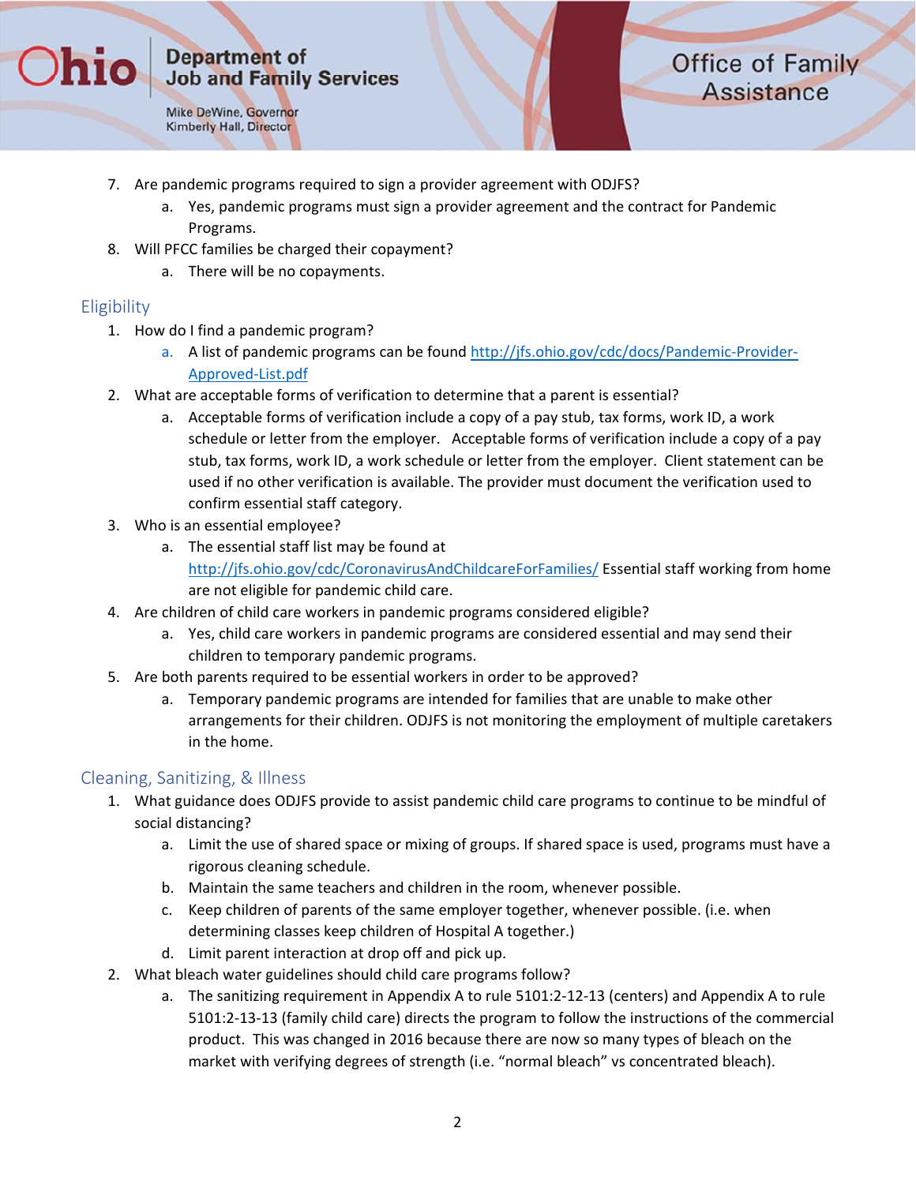7. Are pandemic programs required to sign a provider agreement with ODJFS?
    a. Yes, pandemic programs must sign a provider agreement and the contract for Pandemic Programs.
8. Will PFCC families be charged their copayment?
    a. There will be no copayments.

## Eligibility

1. How do I find a pandemic program?
    a. A list of pandemic programs can be found [http://jfs.ohio.gov/cdc/docs/Pandemic-Provider-Approved-List.pdf](http://jfs.ohio.gov/cdc/docs/Pandemic-Provider-Approved-List.pdf)
2. What are acceptable forms of verification to determine that a parent is essential?
    a. Acceptable forms of verification include a copy of a pay stub, tax forms, work ID, a work schedule or letter from the employer. Acceptable forms of verification include a copy of a pay stub, tax forms, work ID, a work schedule or letter from the employer. Client statement can be used if no other verification is available. The provider must document the verification used to confirm essential staff category.
3. Who is an essential employee?
    a. The essential staff list may be found at [http://jfs.ohio.gov/cdc/CoronavirusAndChildcareForFamilies/](http://jfs.ohio.gov/cdc/CoronavirusAndChildcareForFamilies/) Essential staff working from home are not eligible for pandemic child care.
4. Are children of child care workers in pandemic programs considered eligible?
    a. Yes, child care workers in pandemic programs are considered essential and may send their children to temporary pandemic programs.
5. Are both parents required to be essential workers in order to be approved?
    a. Temporary pandemic programs are intended for families that are unable to make other arrangements for their children. ODJFS is not monitoring the employment of multiple caretakers in the home.

## Cleaning, Sanitizing, & Illness

1. What guidance does ODJFS provide to assist pandemic child care programs to continue to be mindful of social distancing?
    a. Limit the use of shared space or mixing of groups. If shared space is used, programs must have a rigorous cleaning schedule.
    b. Maintain the same teachers and children in the room, whenever possible.
    c. Keep children of parents of the same employer together, whenever possible. (i.e. when determining classes keep children of Hospital A together.)
    d. Limit parent interaction at drop off and pick up.
2. What bleach water guidelines should child care programs follow?
    a. The sanitizing requirement in Appendix A to rule 5101:2-12-13 (centers) and Appendix A to rule 5101:2-13-13 (family child care) directs the program to follow the instructions of the commercial product. This was changed in 2016 because there are now so many types of bleach on the market with verifying degrees of strength (i.e. "normal bleach" vs concentrated bleach).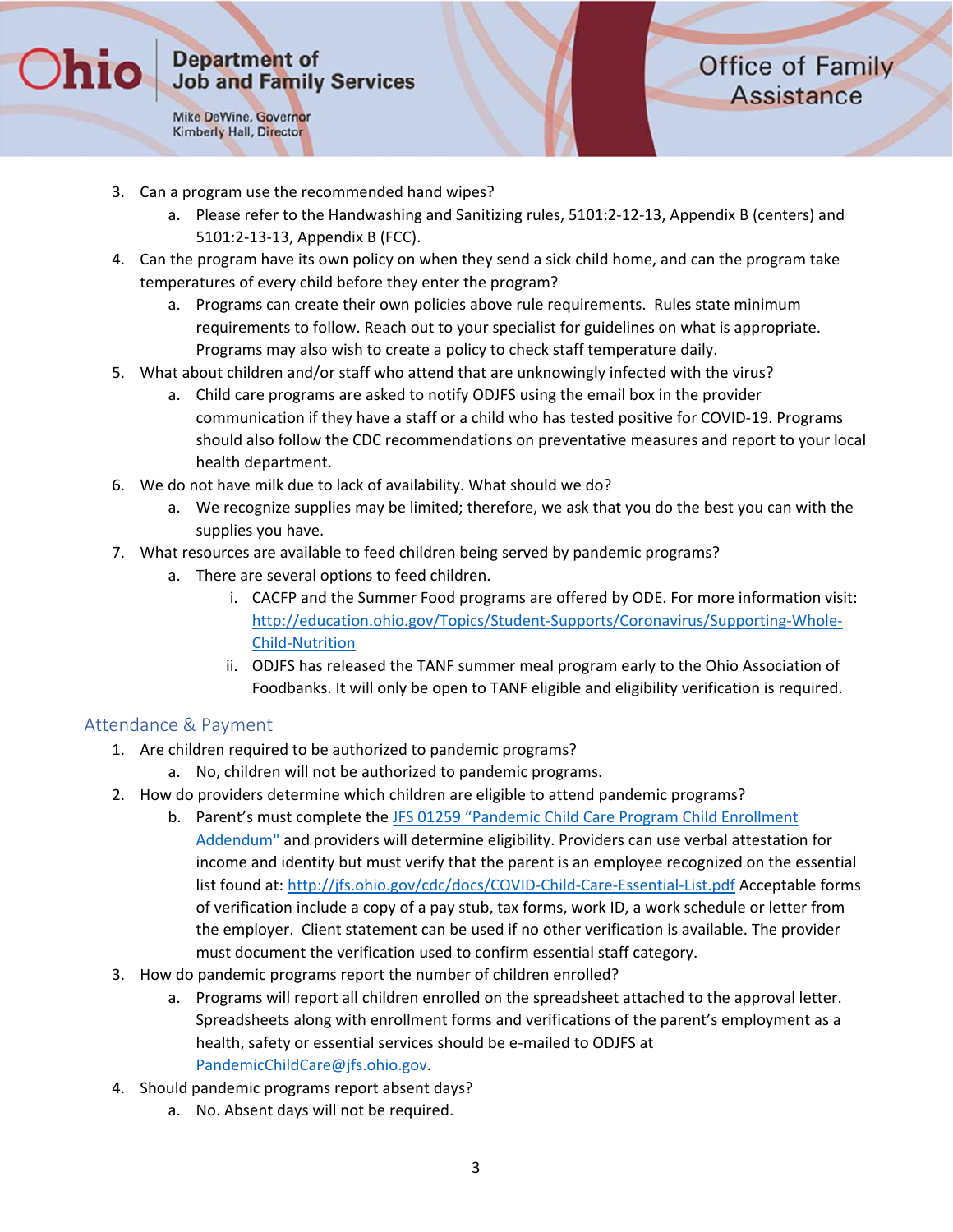3. Can a program use the recommended hand wipes?
    a. Please refer to the Handwashing and Sanitizing rules, 5101:2-12-13, Appendix B (centers) and 5101:2-13-13, Appendix B (FCC).
4. Can the program have its own policy on when they send a sick child home, and can the program take temperatures of every child before they enter the program?
    a. Programs can create their own policies above rule requirements. Rules state minimum requirements to follow. Reach out to your specialist for guidelines on what is appropriate. Programs may also wish to create a policy to check staff temperature daily.
5. What about children and/or staff who attend that are unknowingly infected with the virus?
    a. Child care programs are asked to notify ODJFS using the email box in the provider communication if they have a staff or a child who has tested positive for COVID-19. Programs should also follow the CDC recommendations on preventative measures and report to your local health department.
6. We do not have milk due to lack of availability. What should we do?
    a. We recognize supplies may be limited; therefore, we ask that you do the best you can with the supplies you have.
7. What resources are available to feed children being served by pandemic programs?
    a. There are several options to feed children.
        i. CACFP and the Summer Food programs are offered by ODE. For more information visit: [http://education.ohio.gov/Topics/Student-Supports/Coronavirus/Supporting-Whole-Child-Nutrition](http://education.ohio.gov/Topics/Student-Supports/Coronavirus/Supporting-Whole-Child-Nutrition)
        ii. ODJFS has released the TANF summer meal program early to the Ohio Association of Foodbanks. It will only be open to TANF eligible and eligibility verification is required.

## Attendance & Payment

1. Are children required to be authorized to pandemic programs?
    a. No, children will not be authorized to pandemic programs.
2. How do providers determine which children are eligible to attend pandemic programs?
    b. Parent's must complete the JFS 01259 "Pandemic Child Care Program Child Enrollment Addendum" and providers will determine eligibility. Providers can use verbal attestation for income and identity but must verify that the parent is an employee recognized on the essential list found at: [http://jfs.ohio.gov/cdc/docs/COVID-Child-Care-Essential-List.pdf](http://jfs.ohio.gov/cdc/docs/COVID-Child-Care-Essential-List.pdf) Acceptable forms of verification include a copy of a pay stub, tax forms, work ID, a work schedule or letter from the employer. Client statement can be used if no other verification is available. The provider must document the verification used to confirm essential staff category.
3. How do pandemic programs report the number of children enrolled?
    a. Programs will report all children enrolled on the spreadsheet attached to the approval letter. Spreadsheets along with enrollment forms and verifications of the parent's employment as a health, safety or essential services should be e-mailed to ODJFS at PandemicChildCare@jfs.ohio.gov.
4. Should pandemic programs report absent days?
    a. No. Absent days will not be required.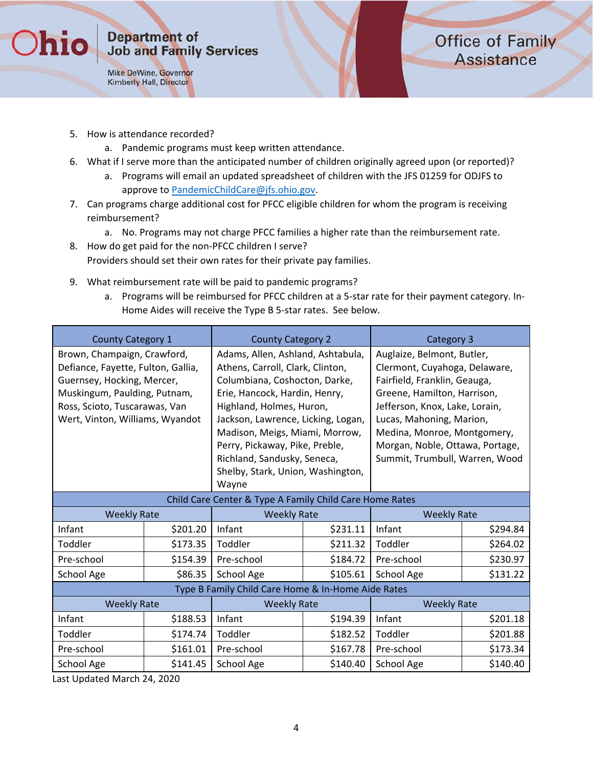5. How is attendance recorded?
    a. Pandemic programs must keep written attendance.
6. What if I serve more than the anticipated number of children originally agreed upon (or reported)?
    a. Programs will email an updated spreadsheet of children with the JFS 01259 for ODJFS to approve to PandemicChildCare@jfs.ohio.gov.
7. Can programs charge additional cost for PFCC eligible children for whom the program is receiving reimbursement?
    a. No. Programs may not charge PFCC families a higher rate than the reimbursement rate.
8. How do get paid for the non-PFCC children I serve?
   Providers should set their own rates for their private pay families.
9. What reimbursement rate will be paid to pandemic programs?
    a. Programs will be reimbursed for PFCC children at a 5-star rate for their payment category. In-Home Aides will receive the Type B 5-star rates. See below.

| County Category 1 | | County Category 2 | | Category 3 | |
|---|---|---|---|---|---|
| Brown, Champaign, Crawford, Defiance, Fayette, Fulton, Gallia, Guernsey, Hocking, Mercer, Muskingum, Paulding, Putnam, Ross, Scioto, Tuscarawas, Van Wert, Vinton, Williams, Wyandot | | Adams, Allen, Ashland, Ashtabula, Athens, Carroll, Clark, Clinton, Columbiana, Coshocton, Darke, Erie, Hancock, Hardin, Henry, Highland, Holmes, Huron, Jackson, Lawrence, Licking, Logan, Madison, Meigs, Miami, Morrow, Perry, Pickaway, Pike, Preble, Richland, Sandusky, Seneca, Shelby, Stark, Union, Washington, Wayne | | Auglaize, Belmont, Butler, Clermont, Cuyahoga, Delaware, Fairfield, Franklin, Geauga, Greene, Hamilton, Harrison, Jefferson, Knox, Lake, Lorain, Lucas, Mahoning, Marion, Medina, Monroe, Montgomery, Morgan, Noble, Ottawa, Portage, Summit, Trumbull, Warren, Wood | |
| Child Care Center & Type A Family Child Care Home Rates | | | | | |
| Weekly Rate | | Weekly Rate | | Weekly Rate | |
| Infant | $201.20 | Infant | $231.11 | Infant | $294.84 |
| Toddler | $173.35 | Toddler | $211.32 | Toddler | $264.02 |
| Pre-school | $154.39 | Pre-school | $184.72 | Pre-school | $230.97 |
| School Age | $86.35 | School Age | $105.61 | School Age | $131.22 |
| Type B Family Child Care Home & In-Home Aide Rates | | | | | |
| Weekly Rate | | Weekly Rate | | Weekly Rate | |
| Infant | $188.53 | Infant | $194.39 | Infant | $201.18 |
| Toddler | $174.74 | Toddler | $182.52 | Toddler | $201.88 |
| Pre-school | $161.01 | Pre-school | $167.78 | Pre-school | $173.34 |
| School Age | $141.45 | School Age | $140.40 | School Age | $140.40 |

Last Updated March 24, 2020